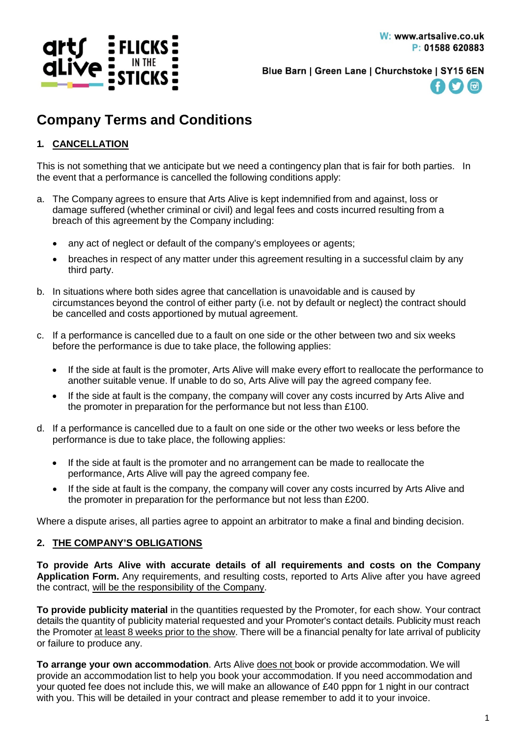W: www.artsalive.co.uk
P: 01588 620883

Blue Barn | Green Lane | Churchstoke | SY15 6EN

# Company Terms and Conditions

## 1. CANCELLATION

This is not something that we anticipate but we need a contingency plan that is fair for both parties. In the event that a performance is cancelled the following conditions apply:

a. The Company agrees to ensure that Arts Alive is kept indemnified from and against, loss or damage suffered (whether criminal or civil) and legal fees and costs incurred resulting from a breach of this agreement by the Company including:

   - any act of neglect or default of the company's employees or agents;
   - breaches in respect of any matter under this agreement resulting in a successful claim by any third party.

b. In situations where both sides agree that cancellation is unavoidable and is caused by circumstances beyond the control of either party (i.e. not by default or neglect) the contract should be cancelled and costs apportioned by mutual agreement.

c. If a performance is cancelled due to a fault on one side or the other between two and six weeks before the performance is due to take place, the following applies:

   - If the side at fault is the promoter, Arts Alive will make every effort to reallocate the performance to another suitable venue. If unable to do so, Arts Alive will pay the agreed company fee.
   - If the side at fault is the company, the company will cover any costs incurred by Arts Alive and the promoter in preparation for the performance but not less than £100.

d. If a performance is cancelled due to a fault on one side or the other two weeks or less before the performance is due to take place, the following applies:

   - If the side at fault is the promoter and no arrangement can be made to reallocate the performance, Arts Alive will pay the agreed company fee.
   - If the side at fault is the company, the company will cover any costs incurred by Arts Alive and the promoter in preparation for the performance but not less than £200.

Where a dispute arises, all parties agree to appoint an arbitrator to make a final and binding decision.

## 2. THE COMPANY'S OBLIGATIONS

**To provide Arts Alive with accurate details of all requirements and costs on the Company Application Form.** Any requirements, and resulting costs, reported to Arts Alive after you have agreed the contract, will be the responsibility of the Company.

**To provide publicity material** in the quantities requested by the Promoter, for each show. Your contract details the quantity of publicity material requested and your Promoter's contact details. Publicity must reach the Promoter at least 8 weeks prior to the show. There will be a financial penalty for late arrival of publicity or failure to produce any.

**To arrange your own accommodation**. Arts Alive does not book or provide accommodation. We will provide an accommodation list to help you book your accommodation. If you need accommodation and your quoted fee does not include this, we will make an allowance of £40 pppn for 1 night in our contract with you. This will be detailed in your contract and please remember to add it to your invoice.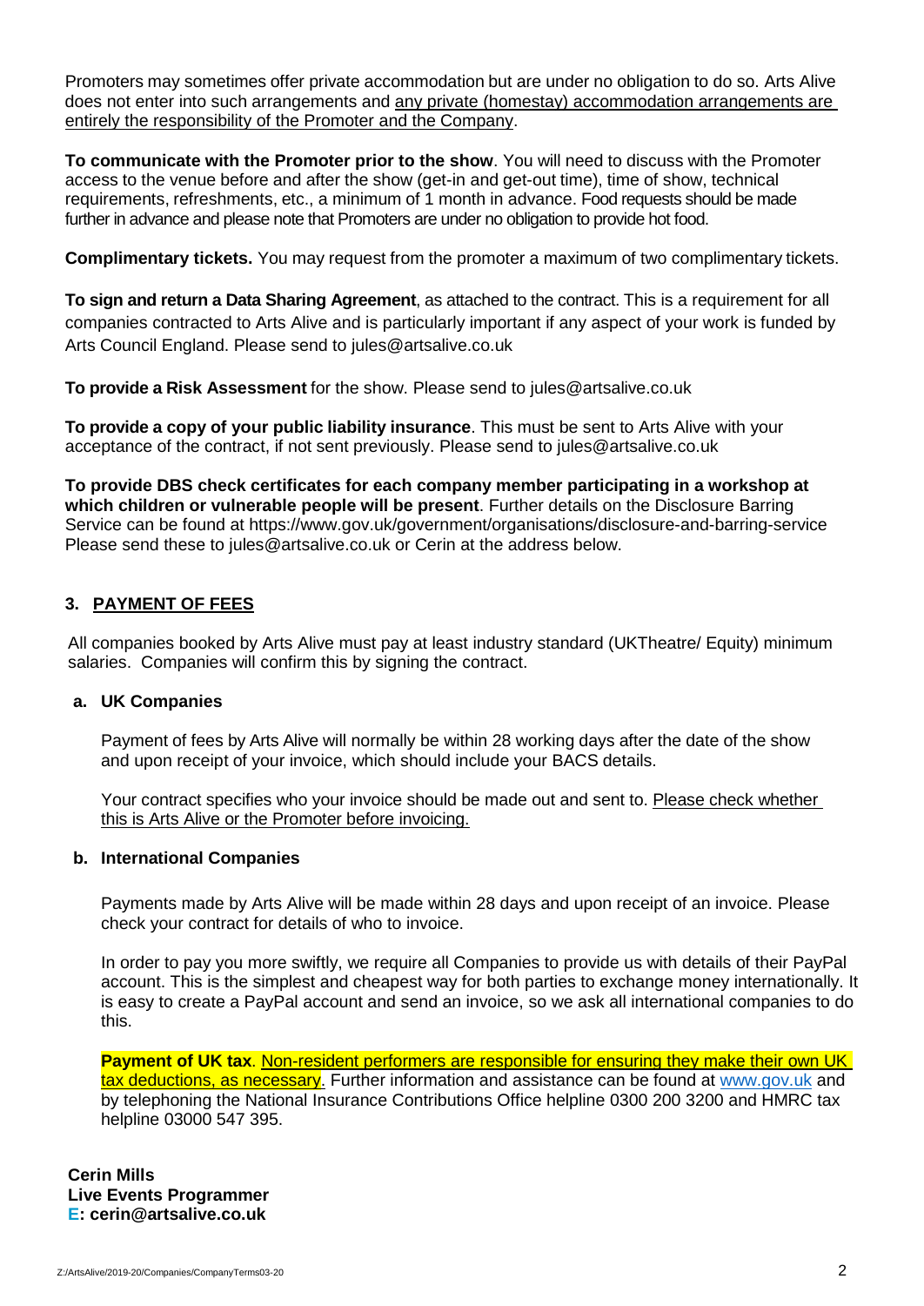Promoters may sometimes offer private accommodation but are under no obligation to do so. Arts Alive does not enter into such arrangements and <u>any private (homestay) accommodation arrangements are entirely the responsibility of the Promoter and the Company</u>.

**To communicate with the Promoter prior to the show**. You will need to discuss with the Promoter access to the venue before and after the show (get-in and get-out time), time of show, technical requirements, refreshments, etc., a minimum of 1 month in advance. Food requests should be made further in advance and please note that Promoters are under no obligation to provide hot food.

**Complimentary tickets.** You may request from the promoter a maximum of two complimentary tickets.

**To sign and return a Data Sharing Agreement**, as attached to the contract. This is a requirement for all companies contracted to Arts Alive and is particularly important if any aspect of your work is funded by Arts Council England. Please send to jules@artsalive.co.uk

**To provide a Risk Assessment** for the show. Please send to jules@artsalive.co.uk

**To provide a copy of your public liability insurance**. This must be sent to Arts Alive with your acceptance of the contract, if not sent previously. Please send to jules@artsalive.co.uk

**To provide DBS check certificates for each company member participating in a workshop at which children or vulnerable people will be present**. Further details on the Disclosure Barring Service can be found at https://www.gov.uk/government/organisations/disclosure-and-barring-service Please send these to jules@artsalive.co.uk or Cerin at the address below.

## 3. <u>PAYMENT OF FEES</u>

All companies booked by Arts Alive must pay at least industry standard (UKTheatre/ Equity) minimum salaries. Companies will confirm this by signing the contract.

### a. UK Companies

Payment of fees by Arts Alive will normally be within 28 working days after the date of the show and upon receipt of your invoice, which should include your BACS details.

Your contract specifies who your invoice should be made out and sent to. <u>Please check whether this is Arts Alive or the Promoter before invoicing.</u>

### b. International Companies

Payments made by Arts Alive will be made within 28 days and upon receipt of an invoice. Please check your contract for details of who to invoice.

In order to pay you more swiftly, we require all Companies to provide us with details of their PayPal account. This is the simplest and cheapest way for both parties to exchange money internationally. It is easy to create a PayPal account and send an invoice, so we ask all international companies to do this.

**Payment of UK tax**. <u>Non-resident performers are responsible for ensuring they make their own UK tax deductions, as necessary</u>. Further information and assistance can be found at www.gov.uk and by telephoning the National Insurance Contributions Office helpline 0300 200 3200 and HMRC tax helpline 03000 547 395.

**Cerin Mills**
**Live Events Programmer**
**E: cerin@artsalive.co.uk**

Z:/ArtsAlive/2019-20/Companies/CompanyTerms03-20